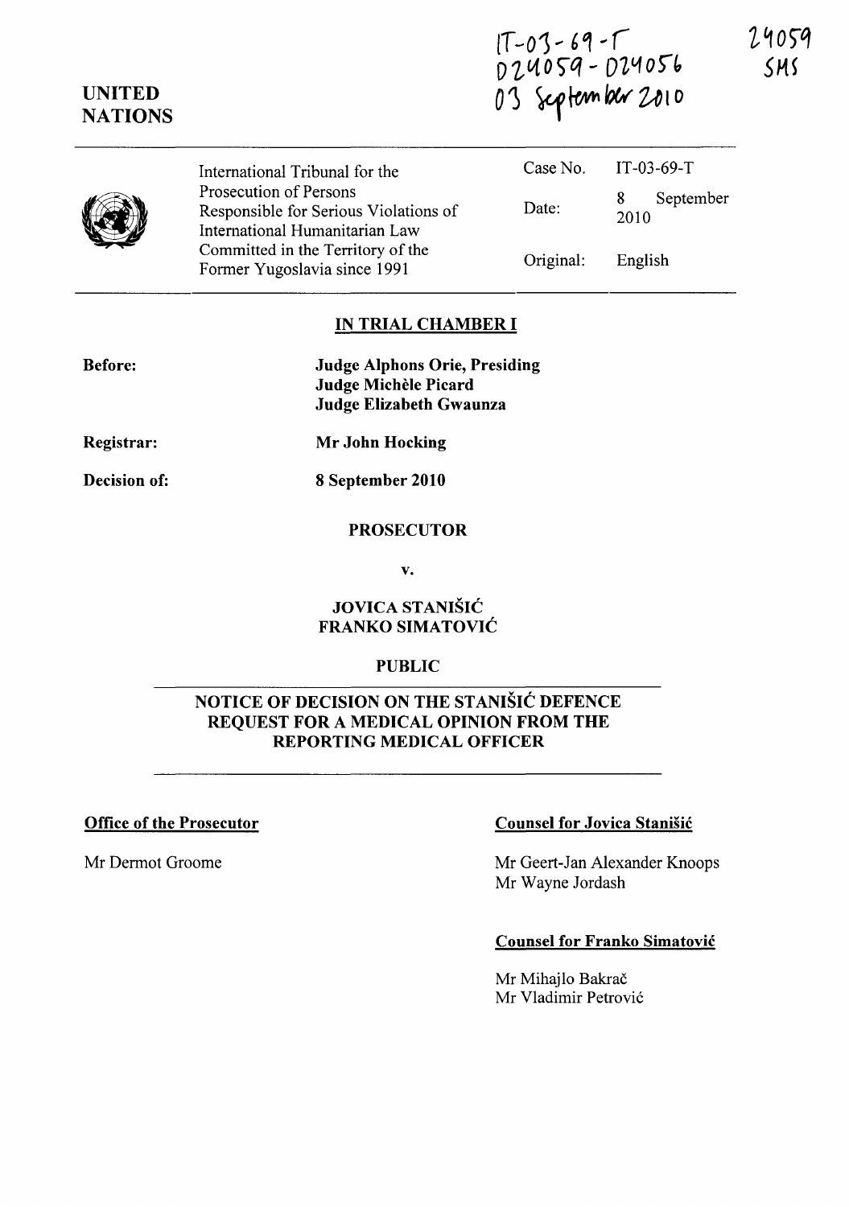IT-03-69-T
D24059 - D24056
03 September 2010

24059
SMS

UNITED NATIONS

| International Tribunal for the Prosecution of Persons Responsible for Serious Violations of International Humanitarian Law Committed in the Territory of the Former Yugoslavia since 1991 | Case No. | IT-03-69-T |
|---|---|---|
| | Date: | 8 September 2010 |
| | Original: | English |

## IN TRIAL CHAMBER I

**Before:** **Judge Alphons Orie, Presiding**
**Judge Michèle Picard**
**Judge Elizabeth Gwaunza**

**Registrar:** **Mr John Hocking**

**Decision of:** **8 September 2010**

**PROSECUTOR**

**v.**

**JOVICA STANIŠIĆ**
**FRANKO SIMATOVIĆ**

**PUBLIC**

## NOTICE OF DECISION ON THE STANIŠIĆ DEFENCE REQUEST FOR A MEDICAL OPINION FROM THE REPORTING MEDICAL OFFICER

**Office of the Prosecutor**

Mr Dermot Groome

**Counsel for Jovica Stanišić**

Mr Geert-Jan Alexander Knoops
Mr Wayne Jordash

**Counsel for Franko Simatović**

Mr Mihajlo Bakrač
Mr Vladimir Petrović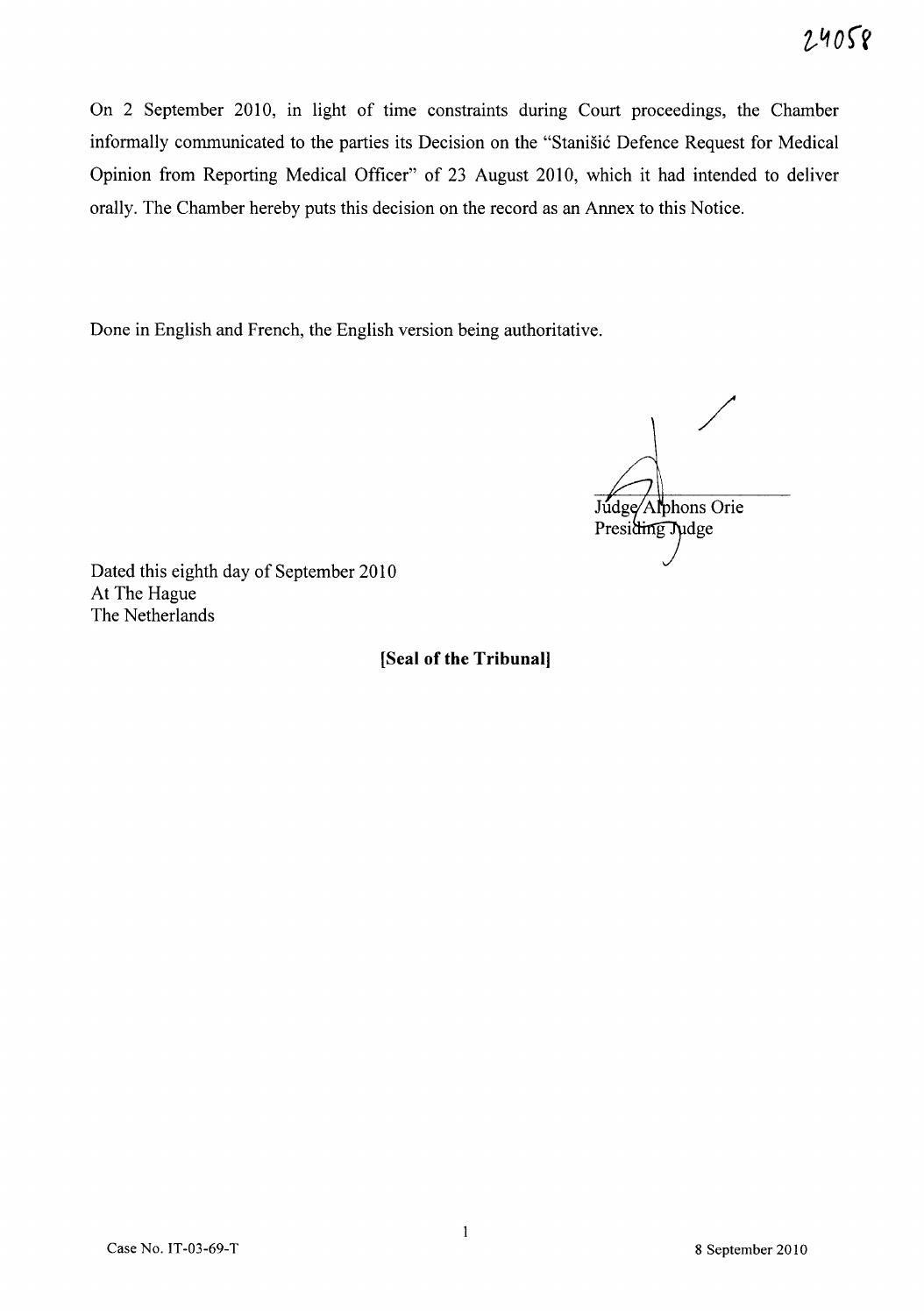On 2 September 2010, in light of time constraints during Court proceedings, the Chamber informally communicated to the parties its Decision on the "Stanišić Defence Request for Medical Opinion from Reporting Medical Officer" of 23 August 2010, which it had intended to deliver orally. The Chamber hereby puts this decision on the record as an Annex to this Notice.

Done in English and French, the English version being authoritative.

Judge Alphons Orie
Presiding Judge

Dated this eighth day of September 2010
At The Hague
The Netherlands

**[Seal of the Tribunal]**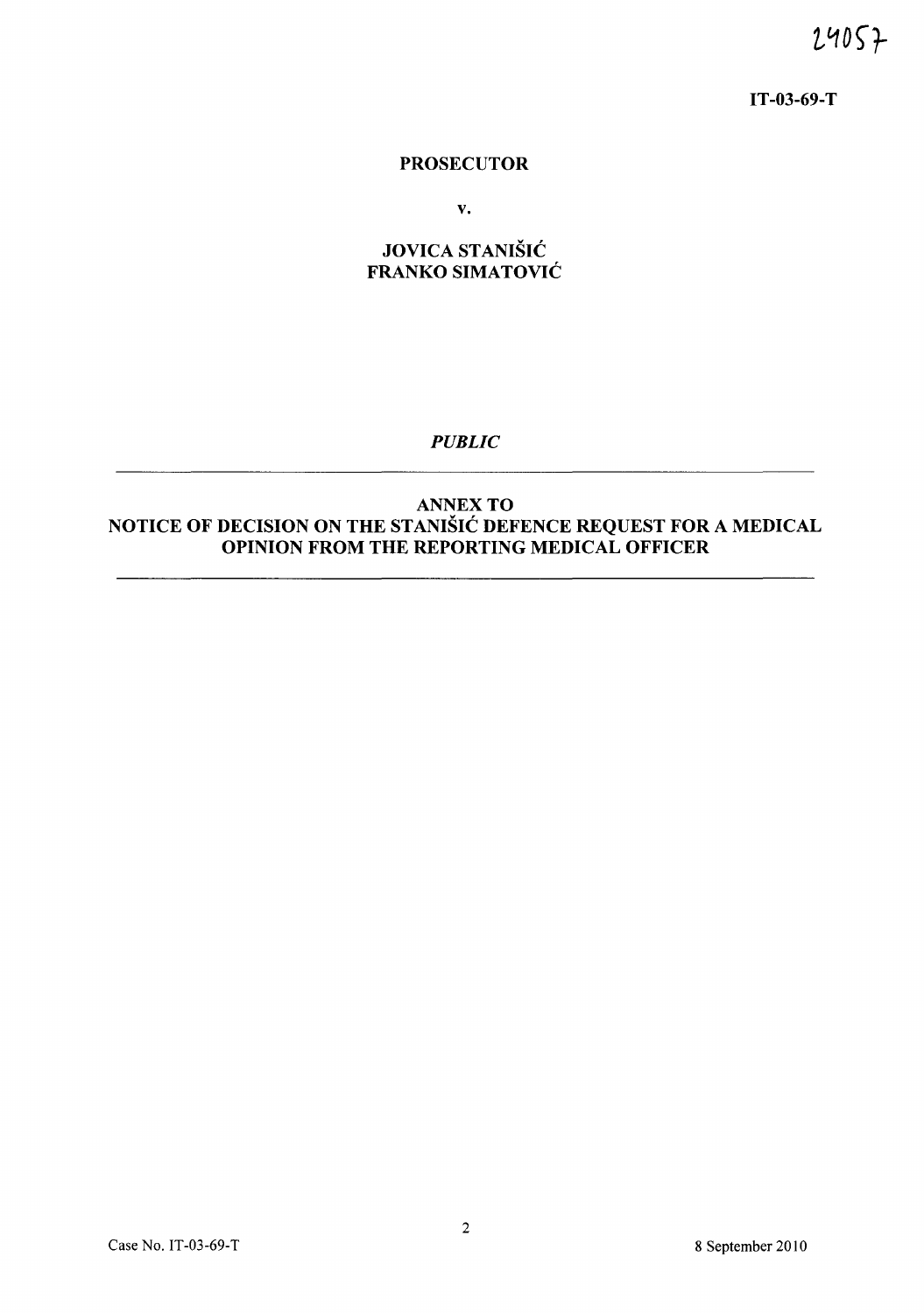24057

IT-03-69-T

**PROSECUTOR**

**v.**

**JOVICA STANIŠIĆ**
**FRANKO SIMATOVIĆ**

***PUBLIC***

---

**ANNEX TO**
**NOTICE OF DECISION ON THE STANIŠIĆ DEFENCE REQUEST FOR A MEDICAL OPINION FROM THE REPORTING MEDICAL OFFICER**

---

Case No. IT-03-69-T

8 September 2010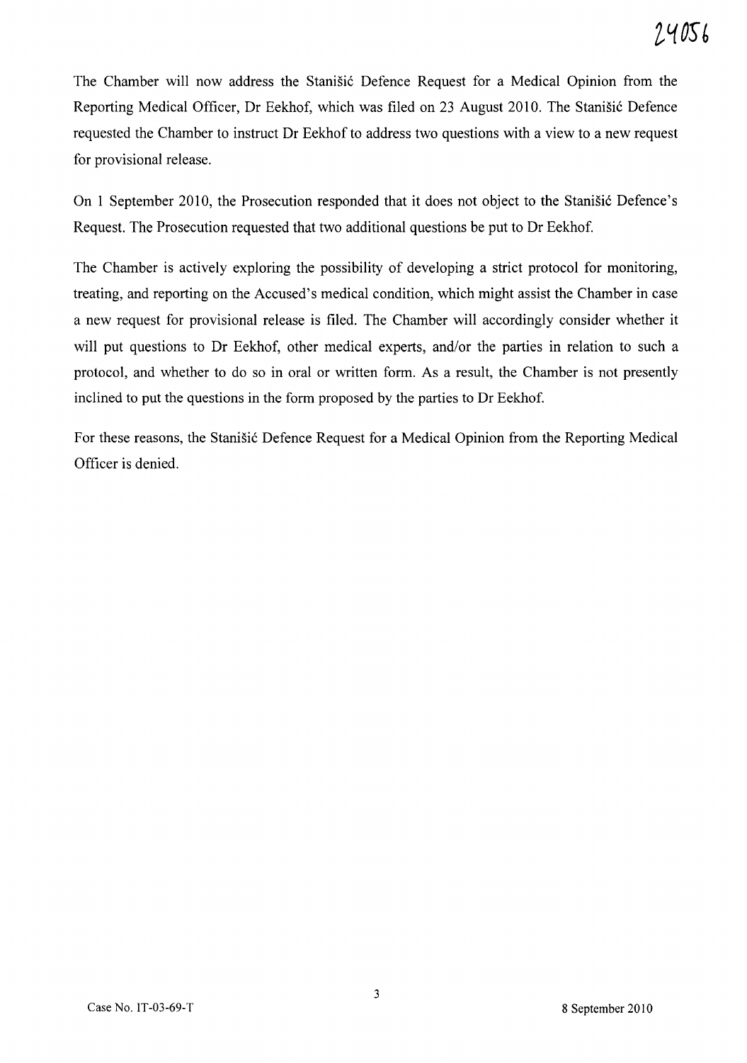The Chamber will now address the Stanišić Defence Request for a Medical Opinion from the Reporting Medical Officer, Dr Eekhof, which was filed on 23 August 2010. The Stanišić Defence requested the Chamber to instruct Dr Eekhof to address two questions with a view to a new request for provisional release.

On 1 September 2010, the Prosecution responded that it does not object to the Stanišić Defence's Request. The Prosecution requested that two additional questions be put to Dr Eekhof.

The Chamber is actively exploring the possibility of developing a strict protocol for monitoring, treating, and reporting on the Accused's medical condition, which might assist the Chamber in case a new request for provisional release is filed. The Chamber will accordingly consider whether it will put questions to Dr Eekhof, other medical experts, and/or the parties in relation to such a protocol, and whether to do so in oral or written form. As a result, the Chamber is not presently inclined to put the questions in the form proposed by the parties to Dr Eekhof.

For these reasons, the Stanišić Defence Request for a Medical Opinion from the Reporting Medical Officer is denied.